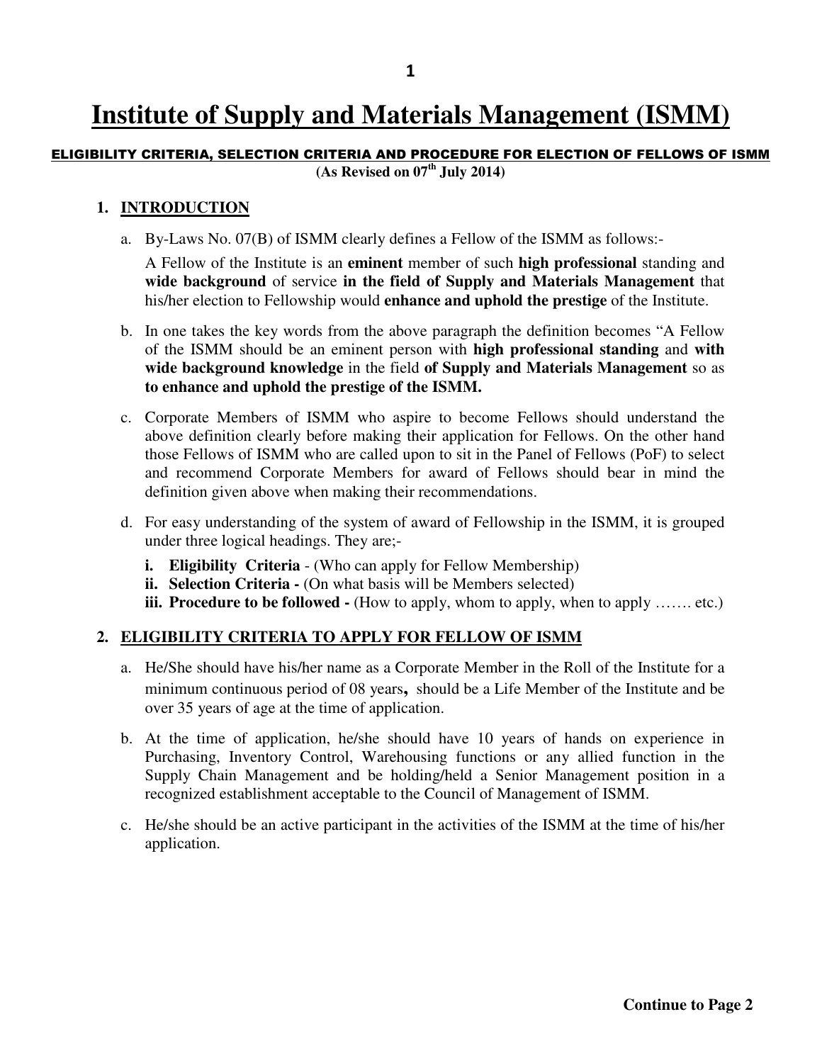# Institute of Supply and Materials Management (ISMM)

## ELIGIBILITY CRITERIA, SELECTION CRITERIA AND PROCEDURE FOR ELECTION OF FELLOWS OF ISMM

**(As Revised on 07th July 2014)**

### 1. INTRODUCTION

a. By-Laws No. 07(B) of ISMM clearly defines a Fellow of the ISMM as follows:-

A Fellow of the Institute is an **eminent** member of such **high professional** standing and **wide background** of service **in the field of Supply and Materials Management** that his/her election to Fellowship would **enhance and uphold the prestige** of the Institute.

b. In one takes the key words from the above paragraph the definition becomes "A Fellow of the ISMM should be an eminent person with **high professional standing** and **with wide background knowledge** in the field **of Supply and Materials Management** so as **to enhance and uphold the prestige of the ISMM.**

c. Corporate Members of ISMM who aspire to become Fellows should understand the above definition clearly before making their application for Fellows. On the other hand those Fellows of ISMM who are called upon to sit in the Panel of Fellows (PoF) to select and recommend Corporate Members for award of Fellows should bear in mind the definition given above when making their recommendations.

d. For easy understanding of the system of award of Fellowship in the ISMM, it is grouped under three logical headings. They are;-

i. **Eligibility Criteria** - (Who can apply for Fellow Membership)
ii. **Selection Criteria -** (On what basis will be Members selected)
iii. **Procedure to be followed -** (How to apply, whom to apply, when to apply ……. etc.)

### 2. ELIGIBILITY CRITERIA TO APPLY FOR FELLOW OF ISMM

a. He/She should have his/her name as a Corporate Member in the Roll of the Institute for a minimum continuous period of 08 years**,** should be a Life Member of the Institute and be over 35 years of age at the time of application.

b. At the time of application, he/she should have 10 years of hands on experience in Purchasing, Inventory Control, Warehousing functions or any allied function in the Supply Chain Management and be holding/held a Senior Management position in a recognized establishment acceptable to the Council of Management of ISMM.

c. He/she should be an active participant in the activities of the ISMM at the time of his/her application.

**Continue to Page 2**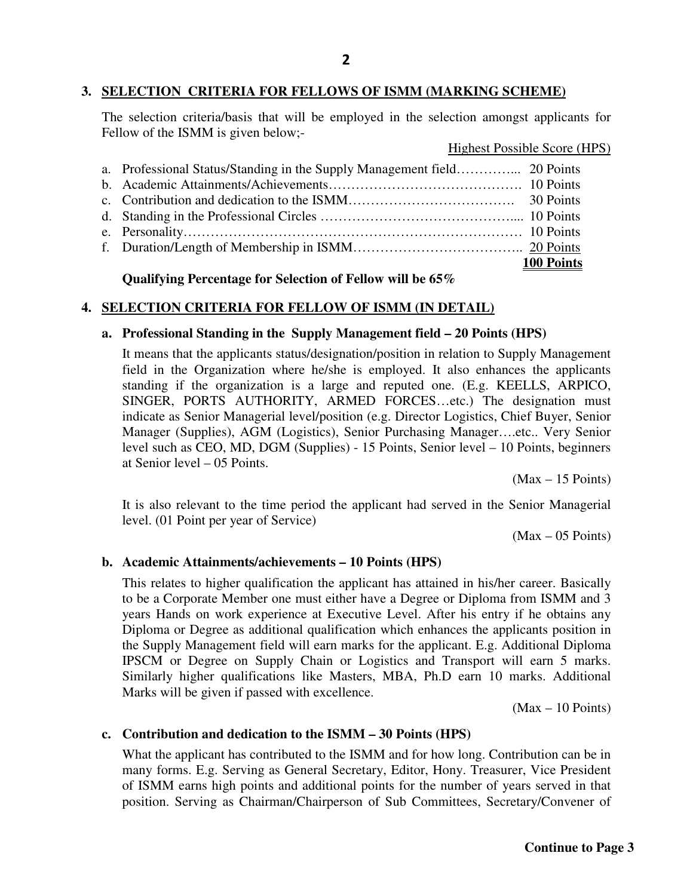## 3. SELECTION CRITERIA FOR FELLOWS OF ISMM (MARKING SCHEME)

The selection criteria/basis that will be employed in the selection amongst applicants for Fellow of the ISMM is given below;-

| | Highest Possible Score (HPS) |
|---|---|
| a. Professional Status/Standing in the Supply Management field | 20 Points |
| b. Academic Attainments/Achievements | 10 Points |
| c. Contribution and dedication to the ISMM | 30 Points |
| d. Standing in the Professional Circles | 10 Points |
| e. Personality | 10 Points |
| f. Duration/Length of Membership in ISMM | 20 Points |
| | **100 Points** |

**Qualifying Percentage for Selection of Fellow will be 65%**

## 4. SELECTION CRITERIA FOR FELLOW OF ISMM (IN DETAIL)

### a. Professional Standing in the Supply Management field – 20 Points (HPS)

It means that the applicants status/designation/position in relation to Supply Management field in the Organization where he/she is employed. It also enhances the applicants standing if the organization is a large and reputed one. (E.g. KEELLS, ARPICO, SINGER, PORTS AUTHORITY, ARMED FORCES…etc.) The designation must indicate as Senior Managerial level/position (e.g. Director Logistics, Chief Buyer, Senior Manager (Supplies), AGM (Logistics), Senior Purchasing Manager….etc.. Very Senior level such as CEO, MD, DGM (Supplies) - 15 Points, Senior level – 10 Points, beginners at Senior level – 05 Points.

(Max – 15 Points)

It is also relevant to the time period the applicant had served in the Senior Managerial level. (01 Point per year of Service)

(Max – 05 Points)

### b. Academic Attainments/achievements – 10 Points (HPS)

This relates to higher qualification the applicant has attained in his/her career. Basically to be a Corporate Member one must either have a Degree or Diploma from ISMM and 3 years Hands on work experience at Executive Level. After his entry if he obtains any Diploma or Degree as additional qualification which enhances the applicants position in the Supply Management field will earn marks for the applicant. E.g. Additional Diploma IPSCM or Degree on Supply Chain or Logistics and Transport will earn 5 marks. Similarly higher qualifications like Masters, MBA, Ph.D earn 10 marks. Additional Marks will be given if passed with excellence.

(Max – 10 Points)

### c. Contribution and dedication to the ISMM – 30 Points (HPS)

What the applicant has contributed to the ISMM and for how long. Contribution can be in many forms. E.g. Serving as General Secretary, Editor, Hony. Treasurer, Vice President of ISMM earns high points and additional points for the number of years served in that position. Serving as Chairman/Chairperson of Sub Committees, Secretary/Convener of

**Continue to Page 3**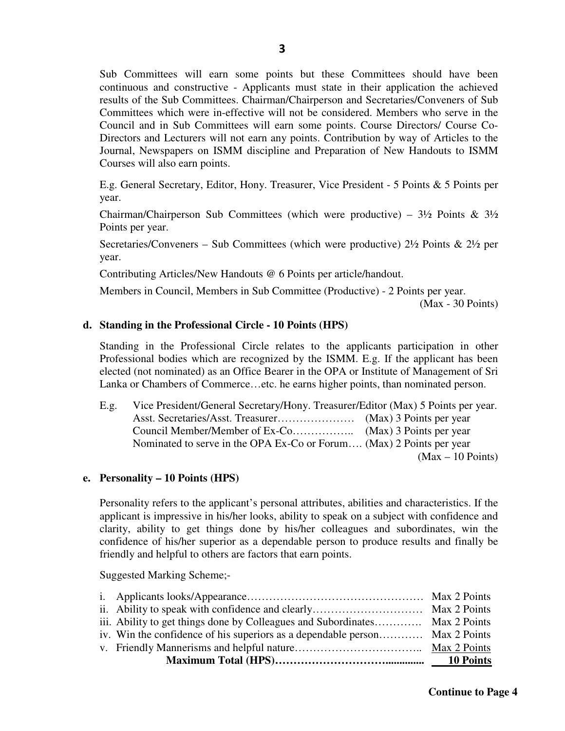Sub Committees will earn some points but these Committees should have been continuous and constructive - Applicants must state in their application the achieved results of the Sub Committees. Chairman/Chairperson and Secretaries/Conveners of Sub Committees which were in-effective will not be considered. Members who serve in the Council and in Sub Committees will earn some points. Course Directors/ Course Co-Directors and Lecturers will not earn any points. Contribution by way of Articles to the Journal, Newspapers on ISMM discipline and Preparation of New Handouts to ISMM Courses will also earn points.

E.g. General Secretary, Editor, Hony. Treasurer, Vice President - 5 Points & 5 Points per year.

Chairman/Chairperson Sub Committees (which were productive) – 3½ Points & 3½ Points per year.

Secretaries/Conveners – Sub Committees (which were productive) 2½ Points & 2½ per year.

Contributing Articles/New Handouts @ 6 Points per article/handout.

Members in Council, Members in Sub Committee (Productive) - 2 Points per year.

(Max - 30 Points)

**d. Standing in the Professional Circle - 10 Points (HPS)**

Standing in the Professional Circle relates to the applicants participation in other Professional bodies which are recognized by the ISMM. E.g. If the applicant has been elected (not nominated) as an Office Bearer in the OPA or Institute of Management of Sri Lanka or Chambers of Commerce…etc. he earns higher points, than nominated person.

E.g. Vice President/General Secretary/Hony. Treasurer/Editor (Max) 5 Points per year.
Asst. Secretaries/Asst. Treasurer………………… (Max) 3 Points per year
Council Member/Member of Ex-Co…………….. (Max) 3 Points per year
Nominated to serve in the OPA Ex-Co or Forum…. (Max) 2 Points per year

(Max – 10 Points)

**e. Personality – 10 Points (HPS)**

Personality refers to the applicant's personal attributes, abilities and characteristics. If the applicant is impressive in his/her looks, ability to speak on a subject with confidence and clarity, ability to get things done by his/her colleagues and subordinates, win the confidence of his/her superior as a dependable person to produce results and finally be friendly and helpful to others are factors that earn points.

Suggested Marking Scheme;-

i. Applicants looks/Appearance………………………………………… Max 2 Points
ii. Ability to speak with confidence and clearly………………………… Max 2 Points
iii. Ability to get things done by Colleagues and Subordinates…………. Max 2 Points
iv. Win the confidence of his superiors as a dependable person………… Max 2 Points
v. Friendly Mannerisms and helpful nature…………………………….. Max 2 Points
**Maximum Total (HPS)……………………….............. 10 Points**

**Continue to Page 4**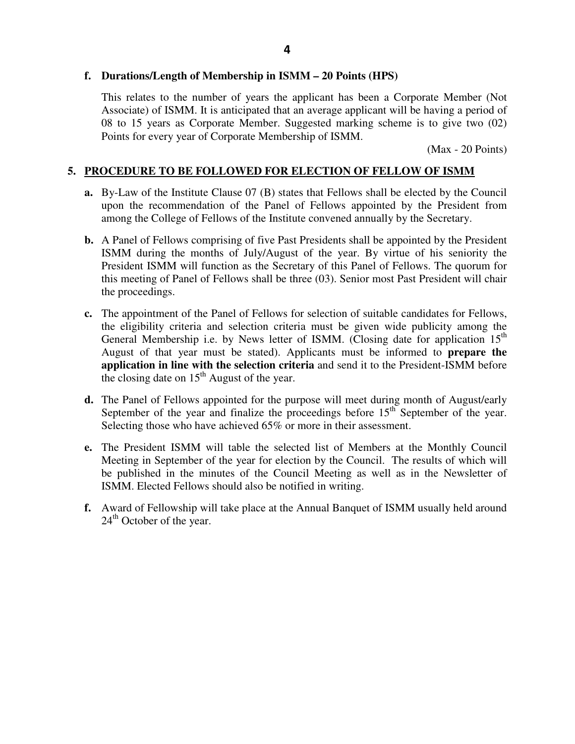**f. Durations/Length of Membership in ISMM – 20 Points (HPS)**

This relates to the number of years the applicant has been a Corporate Member (Not Associate) of ISMM. It is anticipated that an average applicant will be having a period of 08 to 15 years as Corporate Member. Suggested marking scheme is to give two (02) Points for every year of Corporate Membership of ISMM.

(Max - 20 Points)

## 5. PROCEDURE TO BE FOLLOWED FOR ELECTION OF FELLOW OF ISMM

**a.** By-Law of the Institute Clause 07 (B) states that Fellows shall be elected by the Council upon the recommendation of the Panel of Fellows appointed by the President from among the College of Fellows of the Institute convened annually by the Secretary.

**b.** A Panel of Fellows comprising of five Past Presidents shall be appointed by the President ISMM during the months of July/August of the year. By virtue of his seniority the President ISMM will function as the Secretary of this Panel of Fellows. The quorum for this meeting of Panel of Fellows shall be three (03). Senior most Past President will chair the proceedings.

**c.** The appointment of the Panel of Fellows for selection of suitable candidates for Fellows, the eligibility criteria and selection criteria must be given wide publicity among the General Membership i.e. by News letter of ISMM. (Closing date for application 15th August of that year must be stated). Applicants must be informed to **prepare the application in line with the selection criteria** and send it to the President-ISMM before the closing date on 15th August of the year.

**d.** The Panel of Fellows appointed for the purpose will meet during month of August/early September of the year and finalize the proceedings before 15th September of the year. Selecting those who have achieved 65% or more in their assessment.

**e.** The President ISMM will table the selected list of Members at the Monthly Council Meeting in September of the year for election by the Council. The results of which will be published in the minutes of the Council Meeting as well as in the Newsletter of ISMM. Elected Fellows should also be notified in writing.

**f.** Award of Fellowship will take place at the Annual Banquet of ISMM usually held around 24th October of the year.